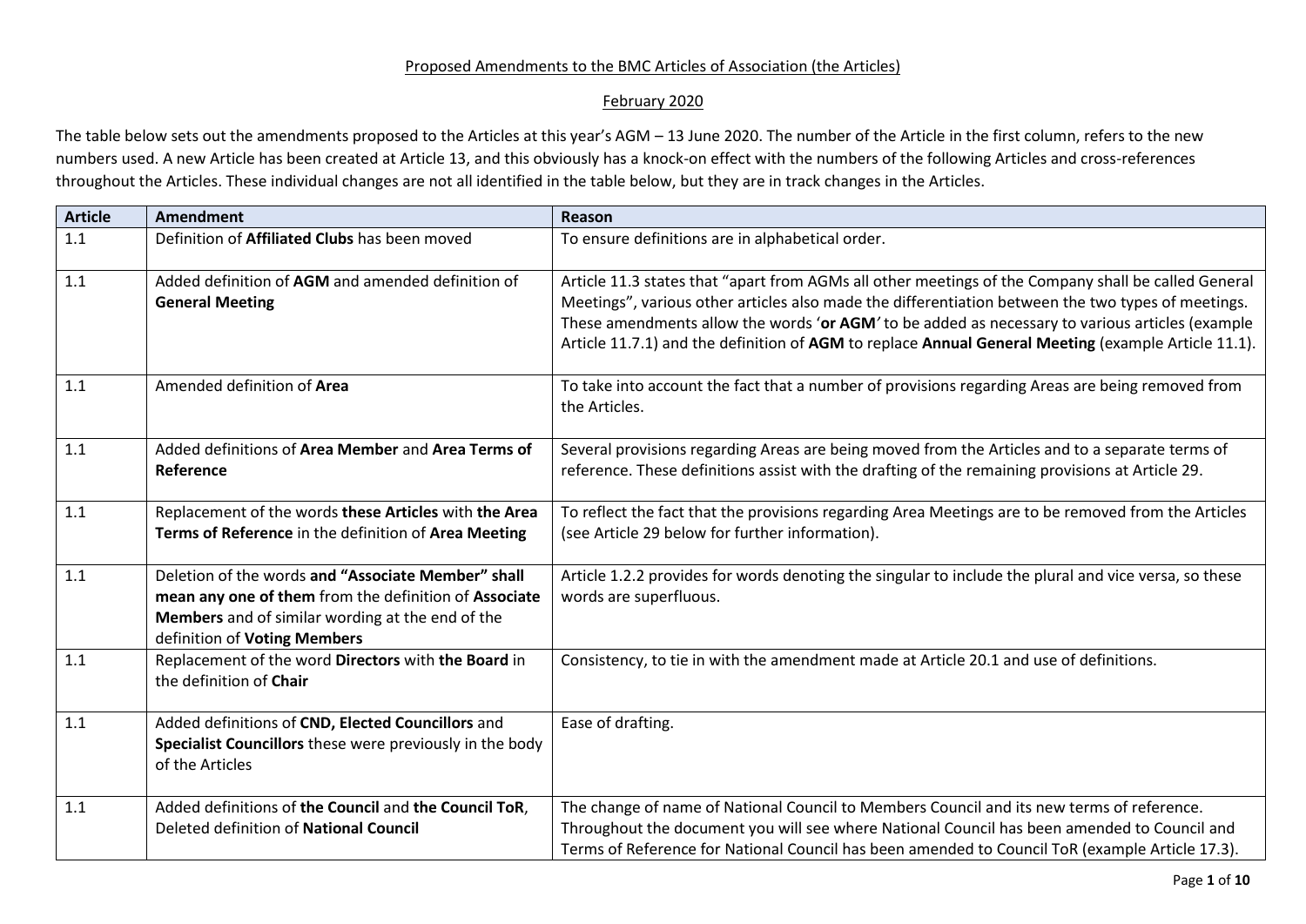Proposed Amendments to the BMC Articles of Association (the Articles)

February 2020

The table below sets out the amendments proposed to the Articles at this year's AGM – 13 June 2020. The number of the Article in the first column, refers to the new numbers used. A new Article has been created at Article 13, and this obviously has a knock-on effect with the numbers of the following Articles and cross-references throughout the Articles. These individual changes are not all identified in the table below, but they are in track changes in the Articles.

| Article | Amendment | Reason |
|---|---|---|
| 1.1 | Definition of **Affiliated Clubs** has been moved | To ensure definitions are in alphabetical order. |
| 1.1 | Added definition of **AGM** and amended definition of **General Meeting** | Article 11.3 states that "apart from AGMs all other meetings of the Company shall be called General Meetings", various other articles also made the differentiation between the two types of meetings. These amendments allow the words '**or AGM**' to be added as necessary to various articles (example Article 11.7.1) and the definition of **AGM** to replace **Annual General Meeting** (example Article 11.1). |
| 1.1 | Amended definition of **Area** | To take into account the fact that a number of provisions regarding Areas are being removed from the Articles. |
| 1.1 | Added definitions of **Area Member** and **Area Terms of Reference** | Several provisions regarding Areas are being moved from the Articles and to a separate terms of reference. These definitions assist with the drafting of the remaining provisions at Article 29. |
| 1.1 | Replacement of the words **these Articles** with **the Area Terms of Reference** in the definition of **Area Meeting** | To reflect the fact that the provisions regarding Area Meetings are to be removed from the Articles (see Article 29 below for further information). |
| 1.1 | Deletion of the words **and "Associate Member" shall mean any one of them** from the definition of **Associate Members** and of similar wording at the end of the definition of **Voting Members** | Article 1.2.2 provides for words denoting the singular to include the plural and vice versa, so these words are superfluous. |
| 1.1 | Replacement of the word **Directors** with **the Board** in the definition of **Chair** | Consistency, to tie in with the amendment made at Article 20.1 and use of definitions. |
| 1.1 | Added definitions of **CND, Elected Councillors** and **Specialist Councillors** these were previously in the body of the Articles | Ease of drafting. |
| 1.1 | Added definitions of **the Council** and **the Council ToR**, Deleted definition of **National Council** | The change of name of National Council to Members Council and its new terms of reference. Throughout the document you will see where National Council has been amended to Council and Terms of Reference for National Council has been amended to Council ToR (example Article 17.3). |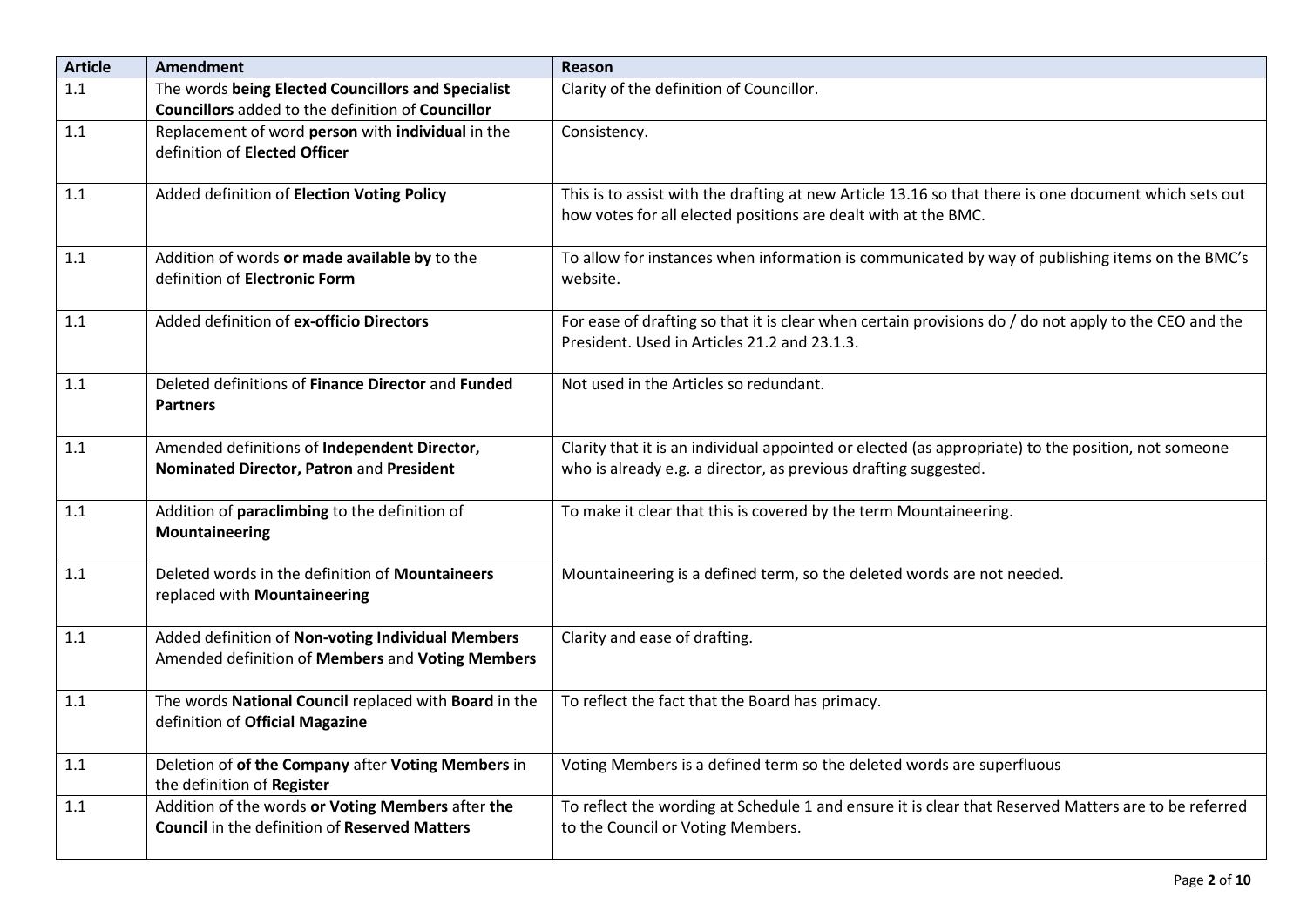| Article | Amendment | Reason |
|---|---|---|
| 1.1 | The words **being Elected Councillors and Specialist Councillors** added to the definition of **Councillor** | Clarity of the definition of Councillor. |
| 1.1 | Replacement of word **person** with **individual** in the definition of **Elected Officer** | Consistency. |
| 1.1 | Added definition of **Election Voting Policy** | This is to assist with the drafting at new Article 13.16 so that there is one document which sets out how votes for all elected positions are dealt with at the BMC. |
| 1.1 | Addition of words **or made available by** to the definition of **Electronic Form** | To allow for instances when information is communicated by way of publishing items on the BMC's website. |
| 1.1 | Added definition of **ex-officio Directors** | For ease of drafting so that it is clear when certain provisions do / do not apply to the CEO and the President. Used in Articles 21.2 and 23.1.3. |
| 1.1 | Deleted definitions of **Finance Director** and **Funded Partners** | Not used in the Articles so redundant. |
| 1.1 | Amended definitions of **Independent Director, Nominated Director, Patron** and **President** | Clarity that it is an individual appointed or elected (as appropriate) to the position, not someone who is already e.g. a director, as previous drafting suggested. |
| 1.1 | Addition of **paraclimbing** to the definition of **Mountaineering** | To make it clear that this is covered by the term Mountaineering. |
| 1.1 | Deleted words in the definition of **Mountaineers** replaced with **Mountaineering** | Mountaineering is a defined term, so the deleted words are not needed. |
| 1.1 | Added definition of **Non-voting Individual Members** Amended definition of **Members** and **Voting Members** | Clarity and ease of drafting. |
| 1.1 | The words **National Council** replaced with **Board** in the definition of **Official Magazine** | To reflect the fact that the Board has primacy. |
| 1.1 | Deletion of **of the Company** after **Voting Members** in the definition of **Register** | Voting Members is a defined term so the deleted words are superfluous |
| 1.1 | Addition of the words **or Voting Members** after **the Council** in the definition of **Reserved Matters** | To reflect the wording at Schedule 1 and ensure it is clear that Reserved Matters are to be referred to the Council or Voting Members. |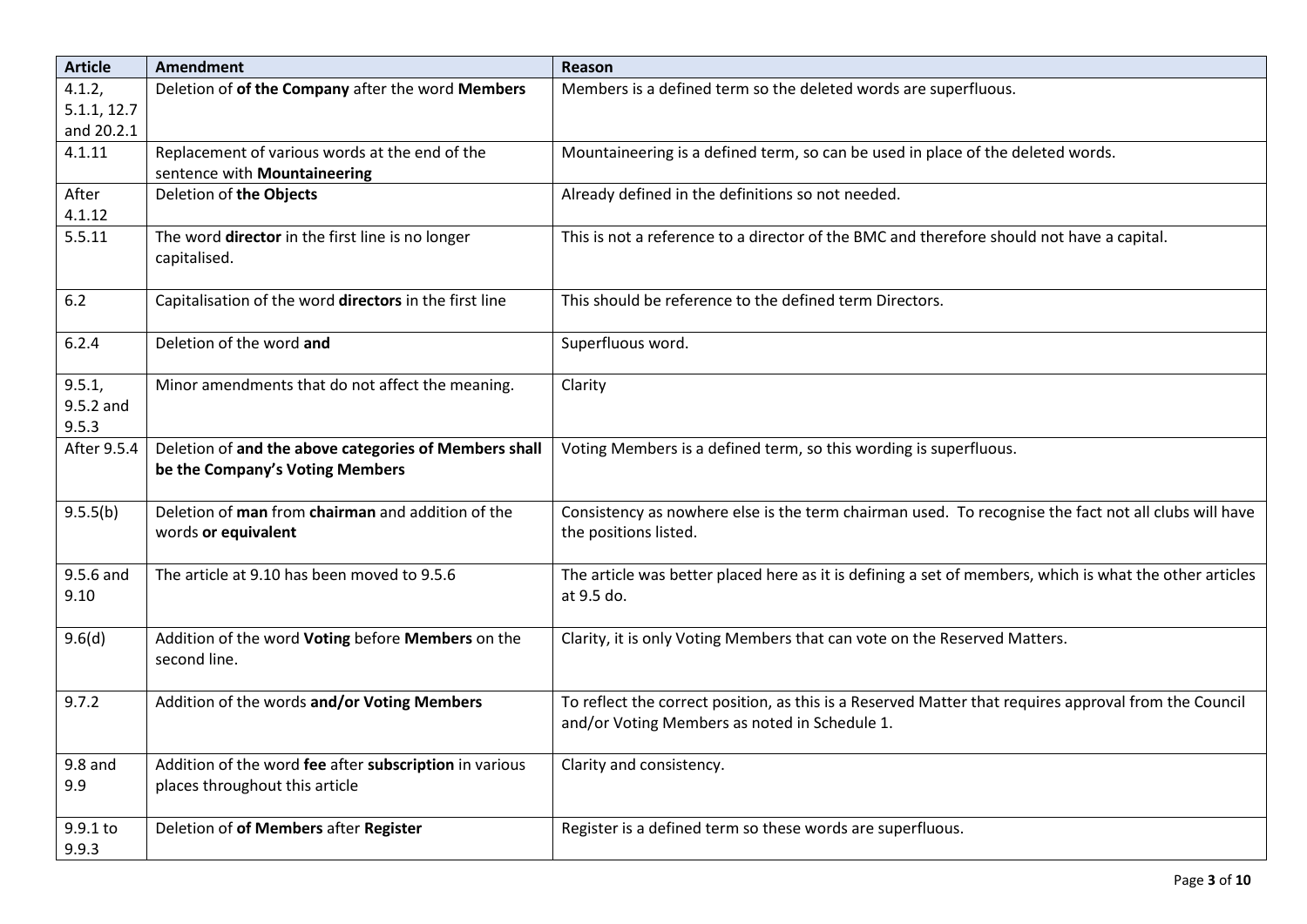| Article | Amendment | Reason |
|---|---|---|
| 4.1.2, 5.1.1, 12.7 and 20.2.1 | Deletion of **of the Company** after the word **Members** | Members is a defined term so the deleted words are superfluous. |
| 4.1.11 | Replacement of various words at the end of the sentence with **Mountaineering** | Mountaineering is a defined term, so can be used in place of the deleted words. |
| After 4.1.12 | Deletion of **the Objects** | Already defined in the definitions so not needed. |
| 5.5.11 | The word **director** in the first line is no longer capitalised. | This is not a reference to a director of the BMC and therefore should not have a capital. |
| 6.2 | Capitalisation of the word **directors** in the first line | This should be reference to the defined term Directors. |
| 6.2.4 | Deletion of the word **and** | Superfluous word. |
| 9.5.1, 9.5.2 and 9.5.3 | Minor amendments that do not affect the meaning. | Clarity |
| After 9.5.4 | Deletion of **and the above categories of Members shall be the Company's Voting Members** | Voting Members is a defined term, so this wording is superfluous. |
| 9.5.5(b) | Deletion of **man** from **chairman** and addition of the words **or equivalent** | Consistency as nowhere else is the term chairman used. To recognise the fact not all clubs will have the positions listed. |
| 9.5.6 and 9.10 | The article at 9.10 has been moved to 9.5.6 | The article was better placed here as it is defining a set of members, which is what the other articles at 9.5 do. |
| 9.6(d) | Addition of the word **Voting** before **Members** on the second line. | Clarity, it is only Voting Members that can vote on the Reserved Matters. |
| 9.7.2 | Addition of the words **and/or Voting Members** | To reflect the correct position, as this is a Reserved Matter that requires approval from the Council and/or Voting Members as noted in Schedule 1. |
| 9.8 and 9.9 | Addition of the word **fee** after **subscription** in various places throughout this article | Clarity and consistency. |
| 9.9.1 to 9.9.3 | Deletion of **of Members** after **Register** | Register is a defined term so these words are superfluous. |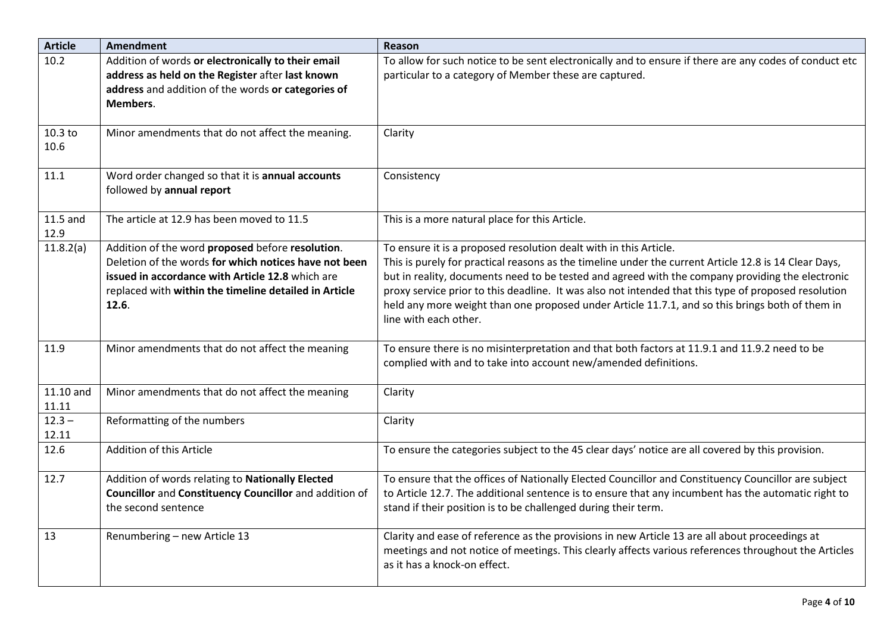| Article | Amendment | Reason |
|---|---|---|
| 10.2 | Addition of words **or electronically to their email address as held on the Register** after **last known address** and addition of the words **or categories of Members**. | To allow for such notice to be sent electronically and to ensure if there are any codes of conduct etc particular to a category of Member these are captured. |
| 10.3 to 10.6 | Minor amendments that do not affect the meaning. | Clarity |
| 11.1 | Word order changed so that it is **annual accounts** followed by **annual report** | Consistency |
| 11.5 and 12.9 | The article at 12.9 has been moved to 11.5 | This is a more natural place for this Article. |
| 11.8.2(a) | Addition of the word **proposed** before **resolution**. Deletion of the words **for which notices have not been issued in accordance with Article 12.8** which are replaced with **within the timeline detailed in Article 12.6**. | To ensure it is a proposed resolution dealt with in this Article. This is purely for practical reasons as the timeline under the current Article 12.8 is 14 Clear Days, but in reality, documents need to be tested and agreed with the company providing the electronic proxy service prior to this deadline. It was also not intended that this type of proposed resolution held any more weight than one proposed under Article 11.7.1, and so this brings both of them in line with each other. |
| 11.9 | Minor amendments that do not affect the meaning | To ensure there is no misinterpretation and that both factors at 11.9.1 and 11.9.2 need to be complied with and to take into account new/amended definitions. |
| 11.10 and 11.11 | Minor amendments that do not affect the meaning | Clarity |
| 12.3 – 12.11 | Reformatting of the numbers | Clarity |
| 12.6 | Addition of this Article | To ensure the categories subject to the 45 clear days' notice are all covered by this provision. |
| 12.7 | Addition of words relating to **Nationally Elected Councillor** and **Constituency Councillor** and addition of the second sentence | To ensure that the offices of Nationally Elected Councillor and Constituency Councillor are subject to Article 12.7. The additional sentence is to ensure that any incumbent has the automatic right to stand if their position is to be challenged during their term. |
| 13 | Renumbering – new Article 13 | Clarity and ease of reference as the provisions in new Article 13 are all about proceedings at meetings and not notice of meetings. This clearly affects various references throughout the Articles as it has a knock-on effect. |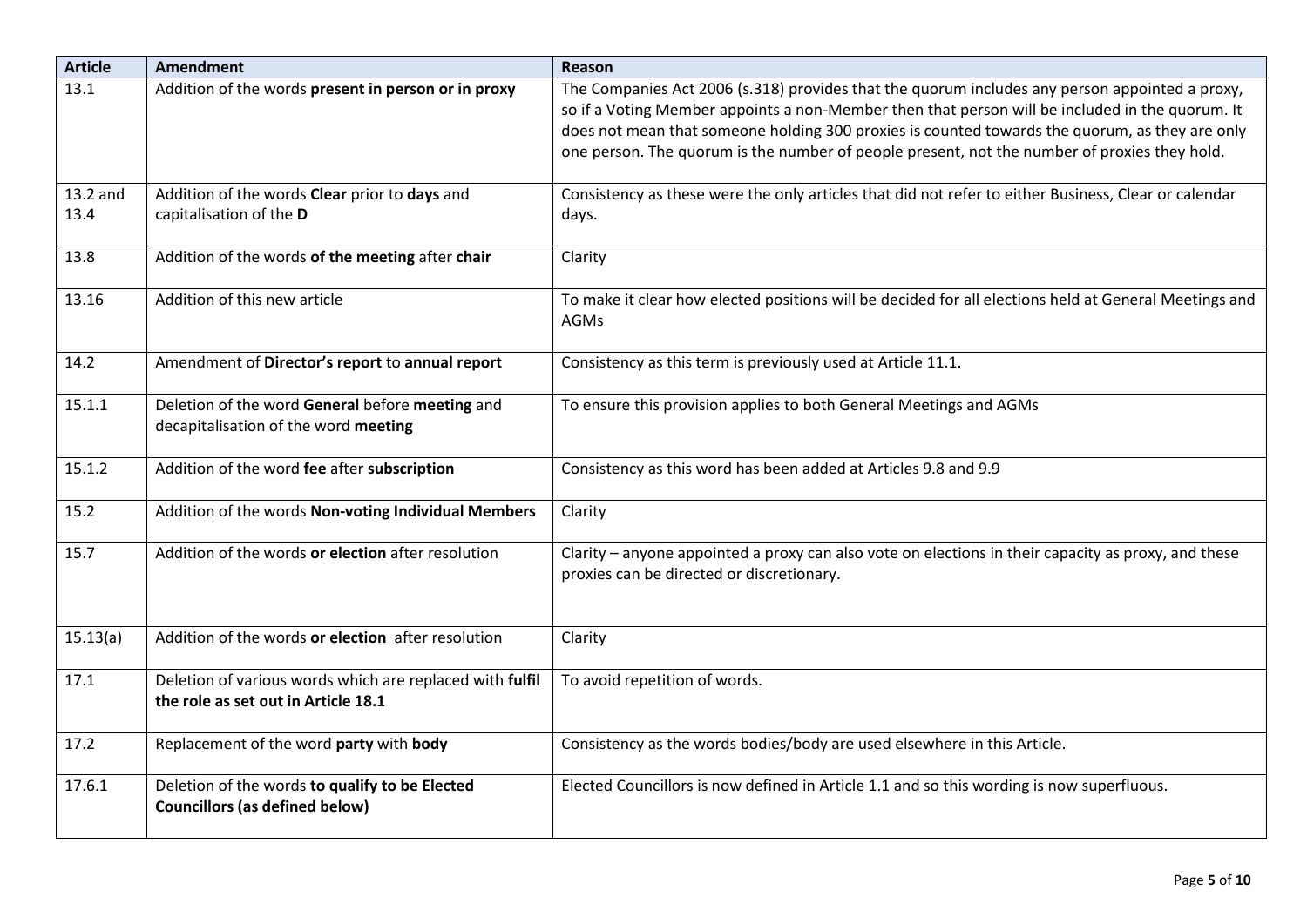| Article | Amendment | Reason |
|---|---|---|
| 13.1 | Addition of the words **present in person or in proxy** | The Companies Act 2006 (s.318) provides that the quorum includes any person appointed a proxy, so if a Voting Member appoints a non-Member then that person will be included in the quorum. It does not mean that someone holding 300 proxies is counted towards the quorum, as they are only one person. The quorum is the number of people present, not the number of proxies they hold. |
| 13.2 and 13.4 | Addition of the words **Clear** prior to **days** and capitalisation of the **D** | Consistency as these were the only articles that did not refer to either Business, Clear or calendar days. |
| 13.8 | Addition of the words **of the meeting** after **chair** | Clarity |
| 13.16 | Addition of this new article | To make it clear how elected positions will be decided for all elections held at General Meetings and AGMs |
| 14.2 | Amendment of **Director's report** to **annual report** | Consistency as this term is previously used at Article 11.1. |
| 15.1.1 | Deletion of the word **General** before **meeting** and decapitalisation of the word **meeting** | To ensure this provision applies to both General Meetings and AGMs |
| 15.1.2 | Addition of the word **fee** after **subscription** | Consistency as this word has been added at Articles 9.8 and 9.9 |
| 15.2 | Addition of the words **Non-voting Individual Members** | Clarity |
| 15.7 | Addition of the words **or election** after resolution | Clarity – anyone appointed a proxy can also vote on elections in their capacity as proxy, and these proxies can be directed or discretionary. |
| 15.13(a) | Addition of the words **or election** after resolution | Clarity |
| 17.1 | Deletion of various words which are replaced with **fulfil the role as set out in Article 18.1** | To avoid repetition of words. |
| 17.2 | Replacement of the word **party** with **body** | Consistency as the words bodies/body are used elsewhere in this Article. |
| 17.6.1 | Deletion of the words **to qualify to be Elected Councillors (as defined below)** | Elected Councillors is now defined in Article 1.1 and so this wording is now superfluous. |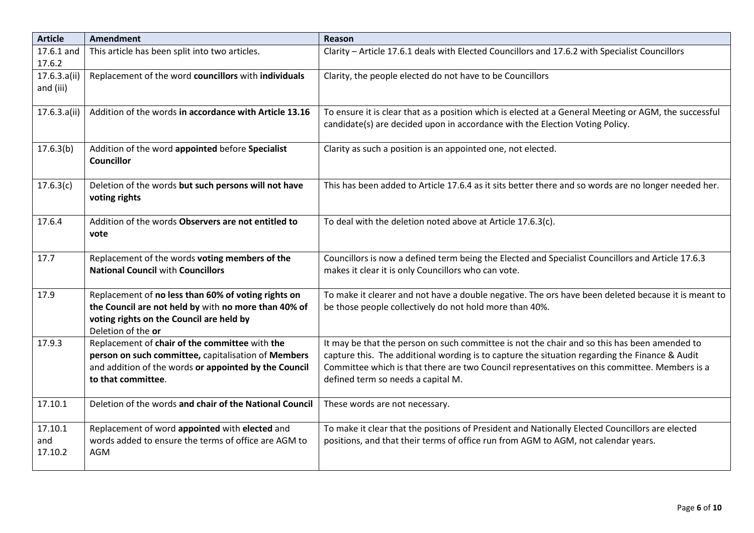| Article | Amendment | Reason |
|---|---|---|
| 17.6.1 and 17.6.2 | This article has been split into two articles. | Clarity – Article 17.6.1 deals with Elected Councillors and 17.6.2 with Specialist Councillors |
| 17.6.3.a(ii) and (iii) | Replacement of the word **councillors** with **individuals** | Clarity, the people elected do not have to be Councillors |
| 17.6.3.a(ii) | Addition of the words **in accordance with Article 13.16** | To ensure it is clear that as a position which is elected at a General Meeting or AGM, the successful candidate(s) are decided upon in accordance with the Election Voting Policy. |
| 17.6.3(b) | Addition of the word **appointed** before **Specialist Councillor** | Clarity as such a position is an appointed one, not elected. |
| 17.6.3(c) | Deletion of the words **but such persons will not have voting rights** | This has been added to Article 17.6.4 as it sits better there and so words are no longer needed her. |
| 17.6.4 | Addition of the words **Observers are not entitled to vote** | To deal with the deletion noted above at Article 17.6.3(c). |
| 17.7 | Replacement of the words **voting members of the National Council** with **Councillors** | Councillors is now a defined term being the Elected and Specialist Councillors and Article 17.6.3 makes it clear it is only Councillors who can vote. |
| 17.9 | Replacement of **no less than 60% of voting rights on the Council are not held by** with **no more than 40% of voting rights on the Council are held by**<br>Deletion of the **or** | To make it clearer and not have a double negative. The ors have been deleted because it is meant to be those people collectively do not hold more than 40%. |
| 17.9.3 | Replacement of **chair of the committee** with **the person on such committee,** capitalisation of **Members** and addition of the words **or appointed by the Council to that committee**. | It may be that the person on such committee is not the chair and so this has been amended to capture this. The additional wording is to capture the situation regarding the Finance & Audit Committee which is that there are two Council representatives on this committee. Members is a defined term so needs a capital M. |
| 17.10.1 | Deletion of the words **and chair of the National Council** | These words are not necessary. |
| 17.10.1 and 17.10.2 | Replacement of word **appointed** with **elected** and words added to ensure the terms of office are AGM to AGM | To make it clear that the positions of President and Nationally Elected Councillors are elected positions, and that their terms of office run from AGM to AGM, not calendar years. |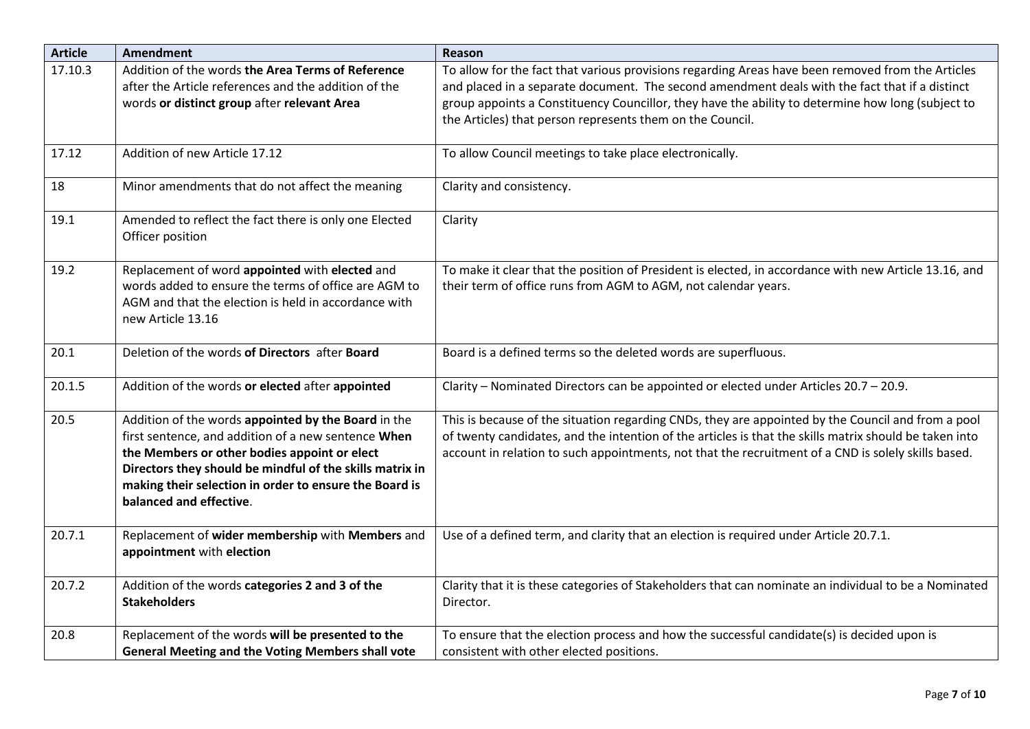| Article | Amendment | Reason |
|---|---|---|
| 17.10.3 | Addition of the words **the Area Terms of Reference** after the Article references and the addition of the words **or distinct group** after **relevant Area** | To allow for the fact that various provisions regarding Areas have been removed from the Articles and placed in a separate document. The second amendment deals with the fact that if a distinct group appoints a Constituency Councillor, they have the ability to determine how long (subject to the Articles) that person represents them on the Council. |
| 17.12 | Addition of new Article 17.12 | To allow Council meetings to take place electronically. |
| 18 | Minor amendments that do not affect the meaning | Clarity and consistency. |
| 19.1 | Amended to reflect the fact there is only one Elected Officer position | Clarity |
| 19.2 | Replacement of word **appointed** with **elected** and words added to ensure the terms of office are AGM to AGM and that the election is held in accordance with new Article 13.16 | To make it clear that the position of President is elected, in accordance with new Article 13.16, and their term of office runs from AGM to AGM, not calendar years. |
| 20.1 | Deletion of the words **of Directors** after **Board** | Board is a defined terms so the deleted words are superfluous. |
| 20.1.5 | Addition of the words **or elected** after **appointed** | Clarity – Nominated Directors can be appointed or elected under Articles 20.7 – 20.9. |
| 20.5 | Addition of the words **appointed by the Board** in the first sentence, and addition of a new sentence **When the Members or other bodies appoint or elect Directors they should be mindful of the skills matrix in making their selection in order to ensure the Board is balanced and effective**. | This is because of the situation regarding CNDs, they are appointed by the Council and from a pool of twenty candidates, and the intention of the articles is that the skills matrix should be taken into account in relation to such appointments, not that the recruitment of a CND is solely skills based. |
| 20.7.1 | Replacement of **wider membership** with **Members** and **appointment** with **election** | Use of a defined term, and clarity that an election is required under Article 20.7.1. |
| 20.7.2 | Addition of the words **categories 2 and 3 of the Stakeholders** | Clarity that it is these categories of Stakeholders that can nominate an individual to be a Nominated Director. |
| 20.8 | Replacement of the words **will be presented to the General Meeting and the Voting Members shall vote** | To ensure that the election process and how the successful candidate(s) is decided upon is consistent with other elected positions. |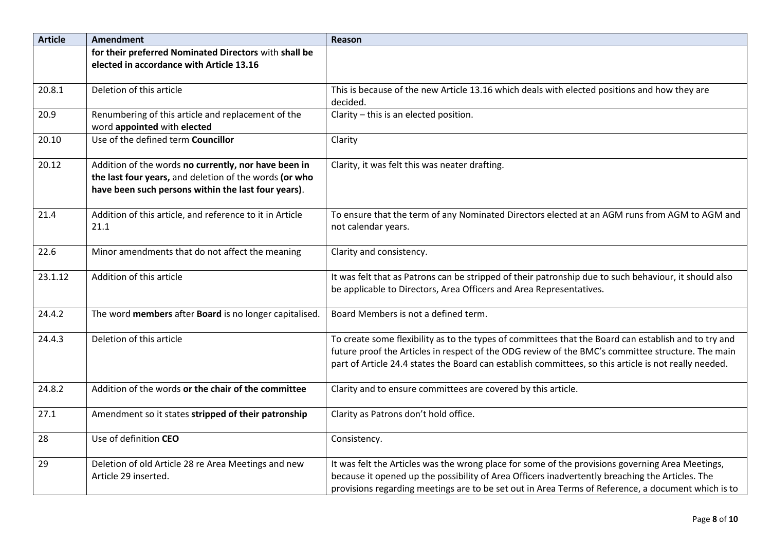| Article | Amendment | Reason |
|---|---|---|
| | **for their preferred Nominated Directors** with **shall be elected in accordance with Article 13.16** | |
| 20.8.1 | Deletion of this article | This is because of the new Article 13.16 which deals with elected positions and how they are decided. |
| 20.9 | Renumbering of this article and replacement of the word **appointed** with **elected** | Clarity – this is an elected position. |
| 20.10 | Use of the defined term **Councillor** | Clarity |
| 20.12 | Addition of the words **no currently, nor have been in the last four years,** and deletion of the words **(or who have been such persons within the last four years)**. | Clarity, it was felt this was neater drafting. |
| 21.4 | Addition of this article, and reference to it in Article 21.1 | To ensure that the term of any Nominated Directors elected at an AGM runs from AGM to AGM and not calendar years. |
| 22.6 | Minor amendments that do not affect the meaning | Clarity and consistency. |
| 23.1.12 | Addition of this article | It was felt that as Patrons can be stripped of their patronship due to such behaviour, it should also be applicable to Directors, Area Officers and Area Representatives. |
| 24.4.2 | The word **members** after **Board** is no longer capitalised. | Board Members is not a defined term. |
| 24.4.3 | Deletion of this article | To create some flexibility as to the types of committees that the Board can establish and to try and future proof the Articles in respect of the ODG review of the BMC's committee structure. The main part of Article 24.4 states the Board can establish committees, so this article is not really needed. |
| 24.8.2 | Addition of the words **or the chair of the committee** | Clarity and to ensure committees are covered by this article. |
| 27.1 | Amendment so it states **stripped of their patronship** | Clarity as Patrons don't hold office. |
| 28 | Use of definition **CEO** | Consistency. |
| 29 | Deletion of old Article 28 re Area Meetings and new Article 29 inserted. | It was felt the Articles was the wrong place for some of the provisions governing Area Meetings, because it opened up the possibility of Area Officers inadvertently breaching the Articles. The provisions regarding meetings are to be set out in Area Terms of Reference, a document which is to |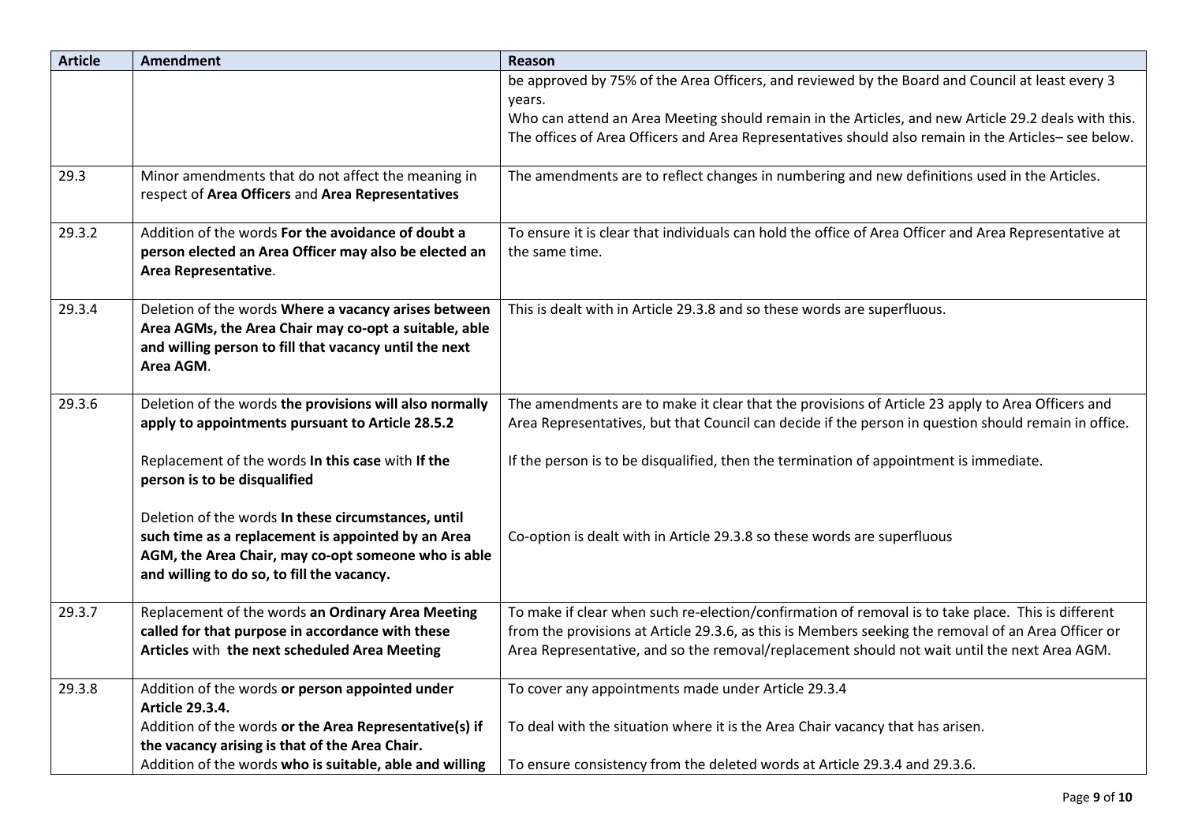| Article | Amendment | Reason |
|---|---|---|
| | | be approved by 75% of the Area Officers, and reviewed by the Board and Council at least every 3 years.<br>Who can attend an Area Meeting should remain in the Articles, and new Article 29.2 deals with this.<br>The offices of Area Officers and Area Representatives should also remain in the Articles– see below. |
| 29.3 | Minor amendments that do not affect the meaning in respect of **Area Officers** and **Area Representatives** | The amendments are to reflect changes in numbering and new definitions used in the Articles. |
| 29.3.2 | Addition of the words **For the avoidance of doubt a person elected an Area Officer may also be elected an Area Representative**. | To ensure it is clear that individuals can hold the office of Area Officer and Area Representative at the same time. |
| 29.3.4 | Deletion of the words **Where a vacancy arises between Area AGMs, the Area Chair may co-opt a suitable, able and willing person to fill that vacancy until the next Area AGM**. | This is dealt with in Article 29.3.8 and so these words are superfluous. |
| 29.3.6 | Deletion of the words **the provisions will also normally apply to appointments pursuant to Article 28.5.2**<br><br>Replacement of the words **In this case** with **If the person is to be disqualified**<br><br>Deletion of the words **In these circumstances, until such time as a replacement is appointed by an Area AGM, the Area Chair, may co-opt someone who is able and willing to do so, to fill the vacancy.** | The amendments are to make it clear that the provisions of Article 23 apply to Area Officers and Area Representatives, but that Council can decide if the person in question should remain in office.<br><br>If the person is to be disqualified, then the termination of appointment is immediate.<br><br>Co-option is dealt with in Article 29.3.8 so these words are superfluous |
| 29.3.7 | Replacement of the words **an Ordinary Area Meeting called for that purpose in accordance with these Articles** with **the next scheduled Area Meeting** | To make if clear when such re-election/confirmation of removal is to take place. This is different from the provisions at Article 29.3.6, as this is Members seeking the removal of an Area Officer or Area Representative, and so the removal/replacement should not wait until the next Area AGM. |
| 29.3.8 | Addition of the words **or person appointed under Article 29.3.4.**<br>Addition of the words **or the Area Representative(s) if the vacancy arising is that of the Area Chair.**<br>Addition of the words **who is suitable, able and willing** | To cover any appointments made under Article 29.3.4<br><br>To deal with the situation where it is the Area Chair vacancy that has arisen.<br><br>To ensure consistency from the deleted words at Article 29.3.4 and 29.3.6. |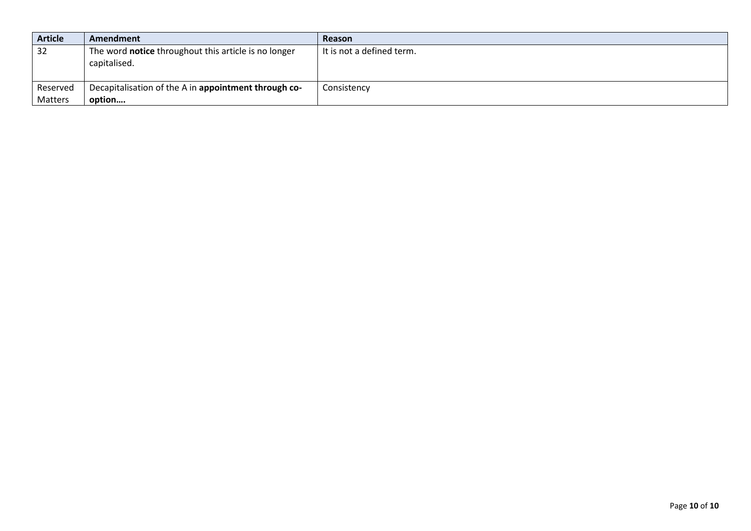| Article | Amendment | Reason |
| --- | --- | --- |
| 32 | The word **notice** throughout this article is no longer capitalised. | It is not a defined term. |
| Reserved Matters | Decapitalisation of the A in **appointment through co-option….** | Consistency |